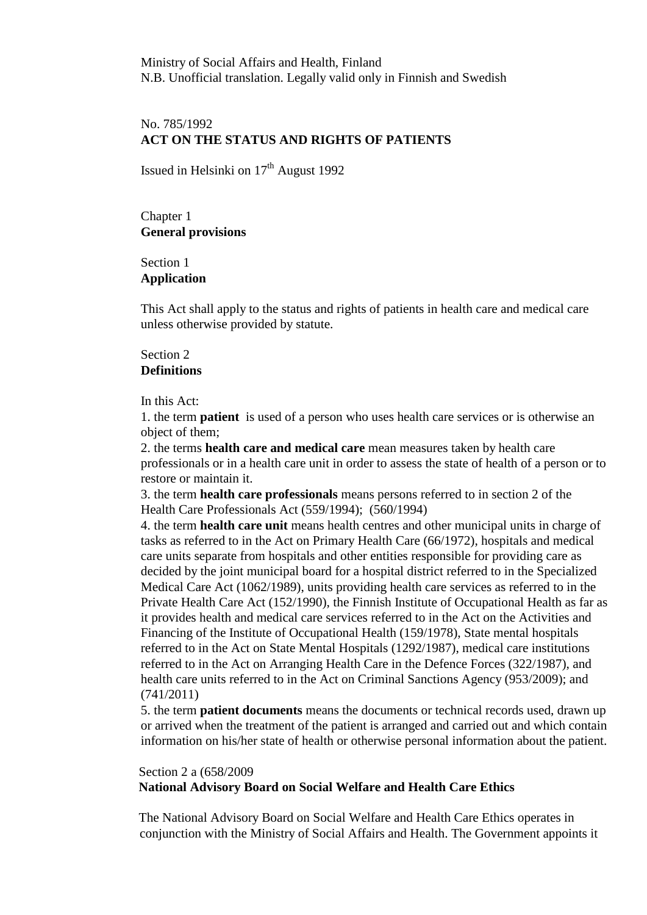Ministry of Social Affairs and Health, Finland
N.B. Unofficial translation. Legally valid only in Finnish and Swedish

No. 785/1992

# ACT ON THE STATUS AND RIGHTS OF PATIENTS

Issued in Helsinki on 17th August 1992

Chapter 1

## General provisions

Section 1

### Application

This Act shall apply to the status and rights of patients in health care and medical care unless otherwise provided by statute.

Section 2

### Definitions

In this Act:

1. the term **patient** is used of a person who uses health care services or is otherwise an object of them;
2. the terms **health care and medical care** mean measures taken by health care professionals or in a health care unit in order to assess the state of health of a person or to restore or maintain it.
3. the term **health care professionals** means persons referred to in section 2 of the Health Care Professionals Act (559/1994); (560/1994)
4. the term **health care unit** means health centres and other municipal units in charge of tasks as referred to in the Act on Primary Health Care (66/1972), hospitals and medical care units separate from hospitals and other entities responsible for providing care as decided by the joint municipal board for a hospital district referred to in the Specialized Medical Care Act (1062/1989), units providing health care services as referred to in the Private Health Care Act (152/1990), the Finnish Institute of Occupational Health as far as it provides health and medical care services referred to in the Act on the Activities and Financing of the Institute of Occupational Health (159/1978), State mental hospitals referred to in the Act on State Mental Hospitals (1292/1987), medical care institutions referred to in the Act on Arranging Health Care in the Defence Forces (322/1987), and health care units referred to in the Act on Criminal Sanctions Agency (953/2009); and (741/2011)
5. the term **patient documents** means the documents or technical records used, drawn up or arrived when the treatment of the patient is arranged and carried out and which contain information on his/her state of health or otherwise personal information about the patient.

Section 2 a (658/2009

### National Advisory Board on Social Welfare and Health Care Ethics

The National Advisory Board on Social Welfare and Health Care Ethics operates in conjunction with the Ministry of Social Affairs and Health. The Government appoints it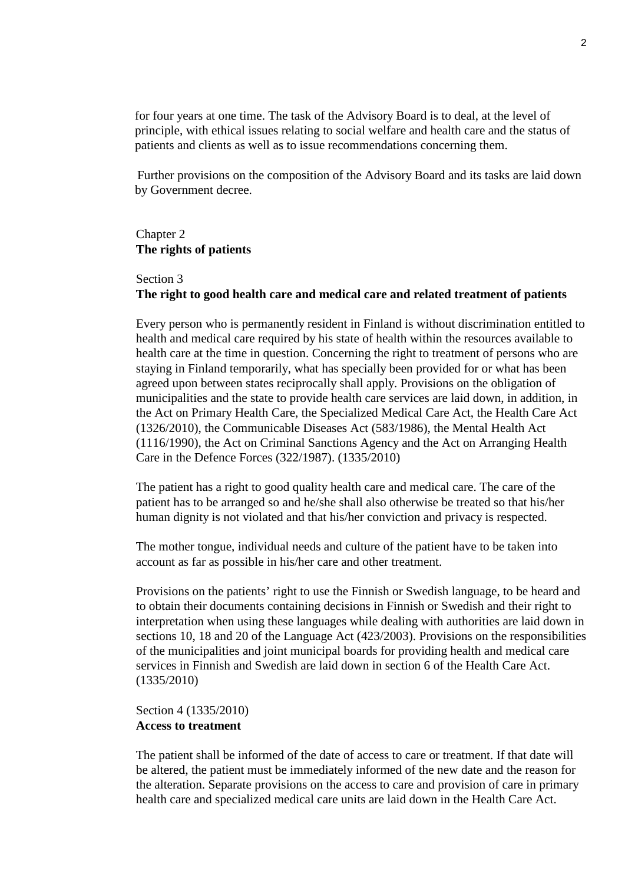for four years at one time. The task of the Advisory Board is to deal, at the level of principle, with ethical issues relating to social welfare and health care and the status of patients and clients as well as to issue recommendations concerning them.

Further provisions on the composition of the Advisory Board and its tasks are laid down by Government decree.

Chapter 2
**The rights of patients**

Section 3
**The right to good health care and medical care and related treatment of patients**

Every person who is permanently resident in Finland is without discrimination entitled to health and medical care required by his state of health within the resources available to health care at the time in question. Concerning the right to treatment of persons who are staying in Finland temporarily, what has specially been provided for or what has been agreed upon between states reciprocally shall apply. Provisions on the obligation of municipalities and the state to provide health care services are laid down, in addition, in the Act on Primary Health Care, the Specialized Medical Care Act, the Health Care Act (1326/2010), the Communicable Diseases Act (583/1986), the Mental Health Act (1116/1990), the Act on Criminal Sanctions Agency and the Act on Arranging Health Care in the Defence Forces (322/1987). (1335/2010)

The patient has a right to good quality health care and medical care. The care of the patient has to be arranged so and he/she shall also otherwise be treated so that his/her human dignity is not violated and that his/her conviction and privacy is respected.

The mother tongue, individual needs and culture of the patient have to be taken into account as far as possible in his/her care and other treatment.

Provisions on the patients' right to use the Finnish or Swedish language, to be heard and to obtain their documents containing decisions in Finnish or Swedish and their right to interpretation when using these languages while dealing with authorities are laid down in sections 10, 18 and 20 of the Language Act (423/2003). Provisions on the responsibilities of the municipalities and joint municipal boards for providing health and medical care services in Finnish and Swedish are laid down in section 6 of the Health Care Act. (1335/2010)

Section 4 (1335/2010)
**Access to treatment**

The patient shall be informed of the date of access to care or treatment. If that date will be altered, the patient must be immediately informed of the new date and the reason for the alteration. Separate provisions on the access to care and provision of care in primary health care and specialized medical care units are laid down in the Health Care Act.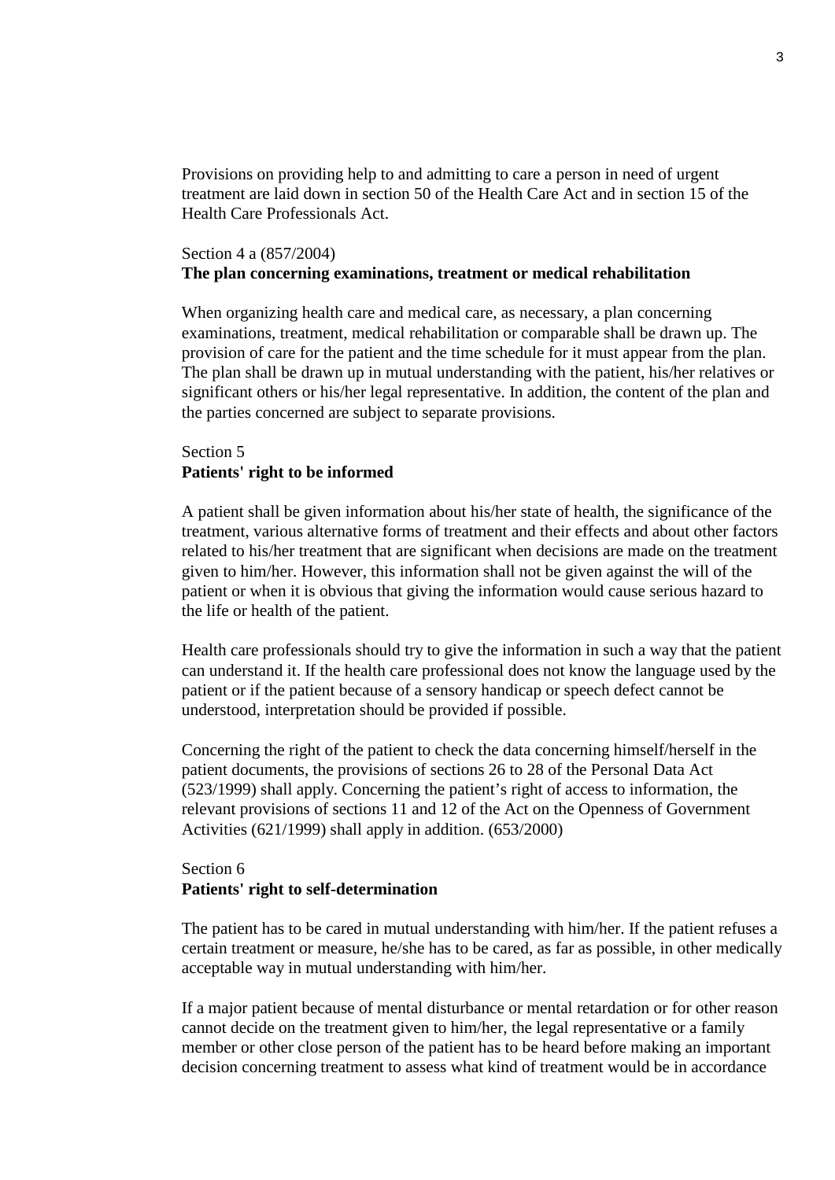Provisions on providing help to and admitting to care a person in need of urgent treatment are laid down in section 50 of the Health Care Act and in section 15 of the Health Care Professionals Act.

Section 4 a (857/2004)
**The plan concerning examinations, treatment or medical rehabilitation**

When organizing health care and medical care, as necessary, a plan concerning examinations, treatment, medical rehabilitation or comparable shall be drawn up. The provision of care for the patient and the time schedule for it must appear from the plan. The plan shall be drawn up in mutual understanding with the patient, his/her relatives or significant others or his/her legal representative. In addition, the content of the plan and the parties concerned are subject to separate provisions.

Section 5
**Patients' right to be informed**

A patient shall be given information about his/her state of health, the significance of the treatment, various alternative forms of treatment and their effects and about other factors related to his/her treatment that are significant when decisions are made on the treatment given to him/her. However, this information shall not be given against the will of the patient or when it is obvious that giving the information would cause serious hazard to the life or health of the patient.

Health care professionals should try to give the information in such a way that the patient can understand it. If the health care professional does not know the language used by the patient or if the patient because of a sensory handicap or speech defect cannot be understood, interpretation should be provided if possible.

Concerning the right of the patient to check the data concerning himself/herself in the patient documents, the provisions of sections 26 to 28 of the Personal Data Act (523/1999) shall apply. Concerning the patient's right of access to information, the relevant provisions of sections 11 and 12 of the Act on the Openness of Government Activities (621/1999) shall apply in addition. (653/2000)

Section 6
**Patients' right to self-determination**

The patient has to be cared in mutual understanding with him/her. If the patient refuses a certain treatment or measure, he/she has to be cared, as far as possible, in other medically acceptable way in mutual understanding with him/her.

If a major patient because of mental disturbance or mental retardation or for other reason cannot decide on the treatment given to him/her, the legal representative or a family member or other close person of the patient has to be heard before making an important decision concerning treatment to assess what kind of treatment would be in accordance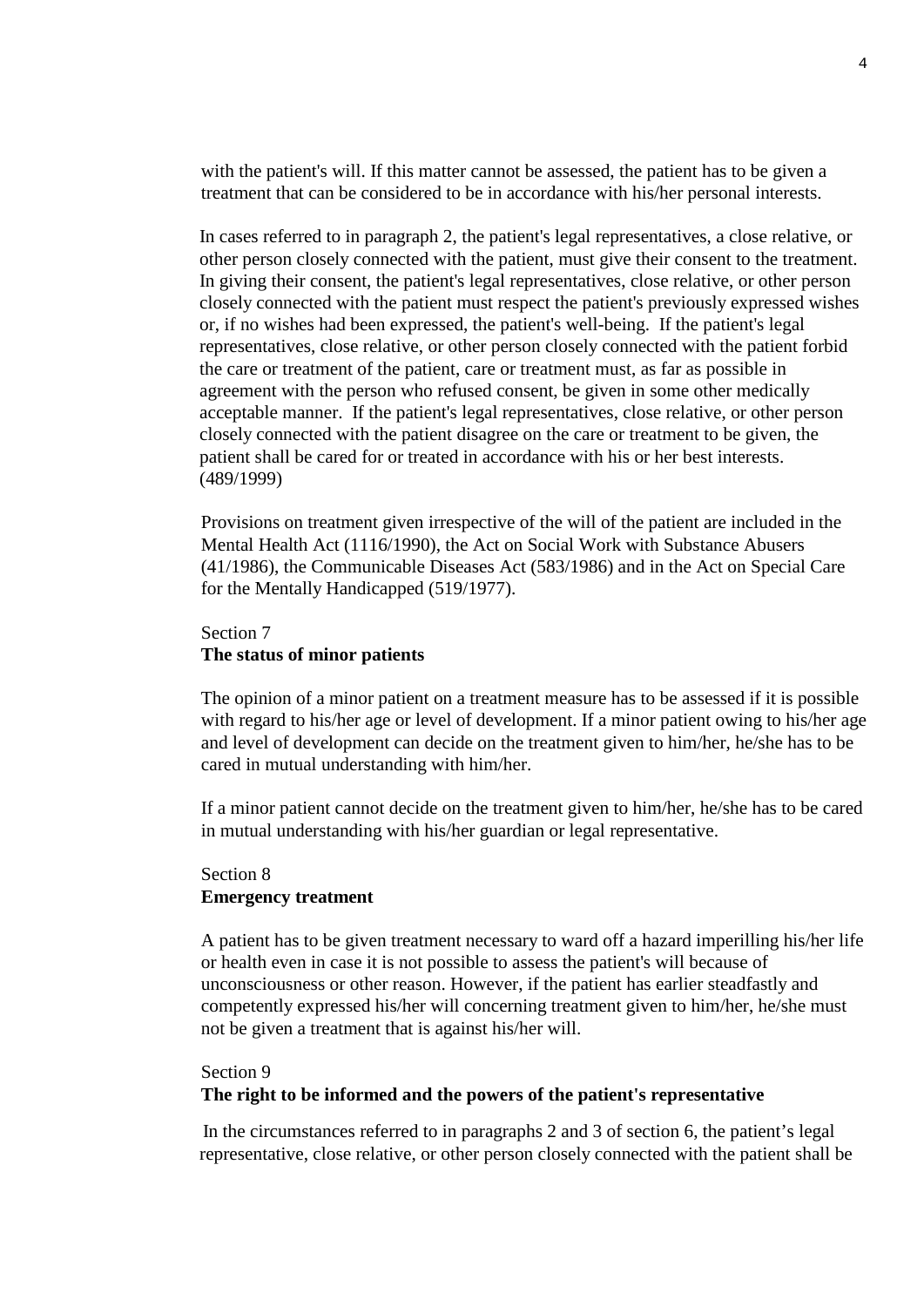with the patient's will. If this matter cannot be assessed, the patient has to be given a treatment that can be considered to be in accordance with his/her personal interests.

In cases referred to in paragraph 2, the patient's legal representatives, a close relative, or other person closely connected with the patient, must give their consent to the treatment. In giving their consent, the patient's legal representatives, close relative, or other person closely connected with the patient must respect the patient's previously expressed wishes or, if no wishes had been expressed, the patient's well-being. If the patient's legal representatives, close relative, or other person closely connected with the patient forbid the care or treatment of the patient, care or treatment must, as far as possible in agreement with the person who refused consent, be given in some other medically acceptable manner. If the patient's legal representatives, close relative, or other person closely connected with the patient disagree on the care or treatment to be given, the patient shall be cared for or treated in accordance with his or her best interests. (489/1999)

Provisions on treatment given irrespective of the will of the patient are included in the Mental Health Act (1116/1990), the Act on Social Work with Substance Abusers (41/1986), the Communicable Diseases Act (583/1986) and in the Act on Special Care for the Mentally Handicapped (519/1977).

Section 7
**The status of minor patients**

The opinion of a minor patient on a treatment measure has to be assessed if it is possible with regard to his/her age or level of development. If a minor patient owing to his/her age and level of development can decide on the treatment given to him/her, he/she has to be cared in mutual understanding with him/her.

If a minor patient cannot decide on the treatment given to him/her, he/she has to be cared in mutual understanding with his/her guardian or legal representative.

Section 8
**Emergency treatment**

A patient has to be given treatment necessary to ward off a hazard imperilling his/her life or health even in case it is not possible to assess the patient's will because of unconsciousness or other reason. However, if the patient has earlier steadfastly and competently expressed his/her will concerning treatment given to him/her, he/she must not be given a treatment that is against his/her will.

Section 9
**The right to be informed and the powers of the patient's representative**

In the circumstances referred to in paragraphs 2 and 3 of section 6, the patient's legal representative, close relative, or other person closely connected with the patient shall be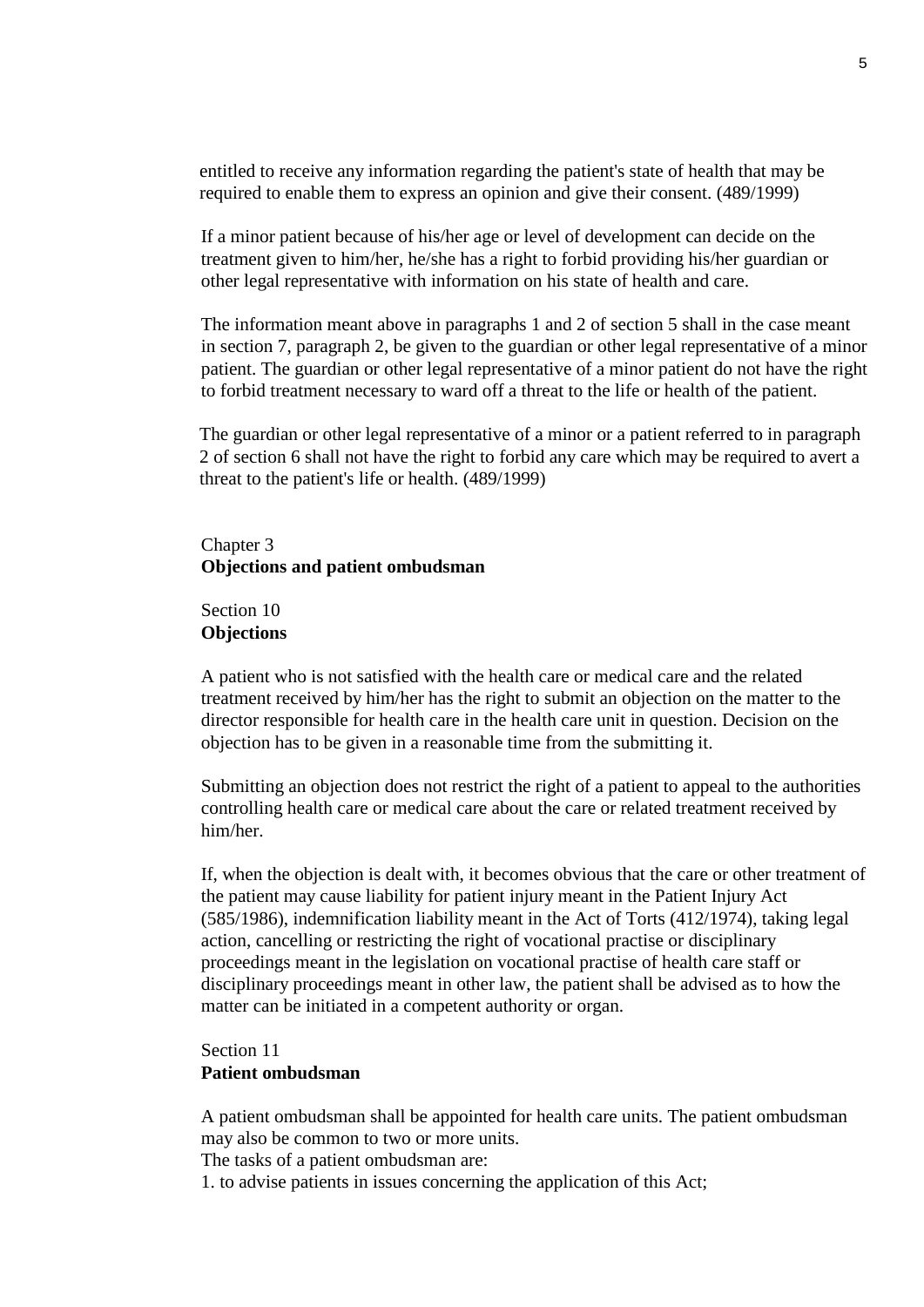entitled to receive any information regarding the patient's state of health that may be required to enable them to express an opinion and give their consent. (489/1999)

If a minor patient because of his/her age or level of development can decide on the treatment given to him/her, he/she has a right to forbid providing his/her guardian or other legal representative with information on his state of health and care.

The information meant above in paragraphs 1 and 2 of section 5 shall in the case meant in section 7, paragraph 2, be given to the guardian or other legal representative of a minor patient. The guardian or other legal representative of a minor patient do not have the right to forbid treatment necessary to ward off a threat to the life or health of the patient.

The guardian or other legal representative of a minor or a patient referred to in paragraph 2 of section 6 shall not have the right to forbid any care which may be required to avert a threat to the patient's life or health. (489/1999)

## Chapter 3
## **Objections and patient ombudsman**

### Section 10
### **Objections**

A patient who is not satisfied with the health care or medical care and the related treatment received by him/her has the right to submit an objection on the matter to the director responsible for health care in the health care unit in question. Decision on the objection has to be given in a reasonable time from the submitting it.

Submitting an objection does not restrict the right of a patient to appeal to the authorities controlling health care or medical care about the care or related treatment received by him/her.

If, when the objection is dealt with, it becomes obvious that the care or other treatment of the patient may cause liability for patient injury meant in the Patient Injury Act (585/1986), indemnification liability meant in the Act of Torts (412/1974), taking legal action, cancelling or restricting the right of vocational practise or disciplinary proceedings meant in the legislation on vocational practise of health care staff or disciplinary proceedings meant in other law, the patient shall be advised as to how the matter can be initiated in a competent authority or organ.

### Section 11
### **Patient ombudsman**

A patient ombudsman shall be appointed for health care units. The patient ombudsman may also be common to two or more units.
The tasks of a patient ombudsman are:
1. to advise patients in issues concerning the application of this Act;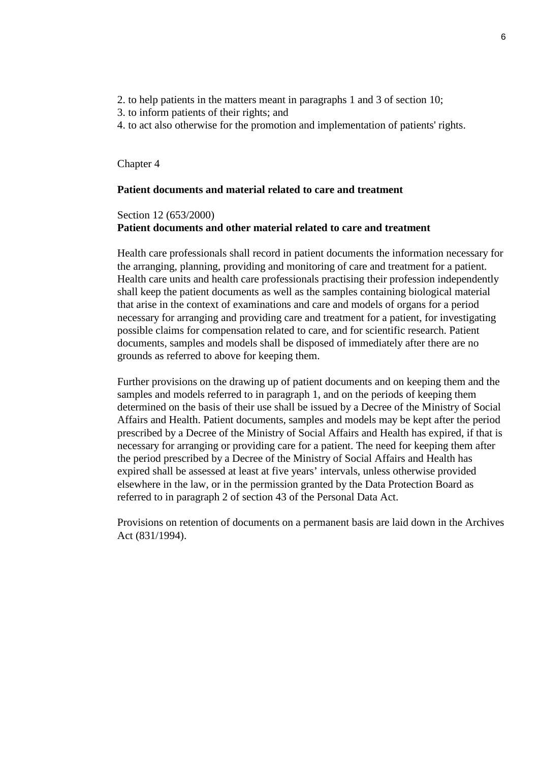2. to help patients in the matters meant in paragraphs 1 and 3 of section 10;
3. to inform patients of their rights; and
4. to act also otherwise for the promotion and implementation of patients' rights.

Chapter 4

## Patient documents and material related to care and treatment

Section 12 (653/2000)
**Patient documents and other material related to care and treatment**

Health care professionals shall record in patient documents the information necessary for the arranging, planning, providing and monitoring of care and treatment for a patient. Health care units and health care professionals practising their profession independently shall keep the patient documents as well as the samples containing biological material that arise in the context of examinations and care and models of organs for a period necessary for arranging and providing care and treatment for a patient, for investigating possible claims for compensation related to care, and for scientific research. Patient documents, samples and models shall be disposed of immediately after there are no grounds as referred to above for keeping them.

Further provisions on the drawing up of patient documents and on keeping them and the samples and models referred to in paragraph 1, and on the periods of keeping them determined on the basis of their use shall be issued by a Decree of the Ministry of Social Affairs and Health. Patient documents, samples and models may be kept after the period prescribed by a Decree of the Ministry of Social Affairs and Health has expired, if that is necessary for arranging or providing care for a patient. The need for keeping them after the period prescribed by a Decree of the Ministry of Social Affairs and Health has expired shall be assessed at least at five years' intervals, unless otherwise provided elsewhere in the law, or in the permission granted by the Data Protection Board as referred to in paragraph 2 of section 43 of the Personal Data Act.

Provisions on retention of documents on a permanent basis are laid down in the Archives Act (831/1994).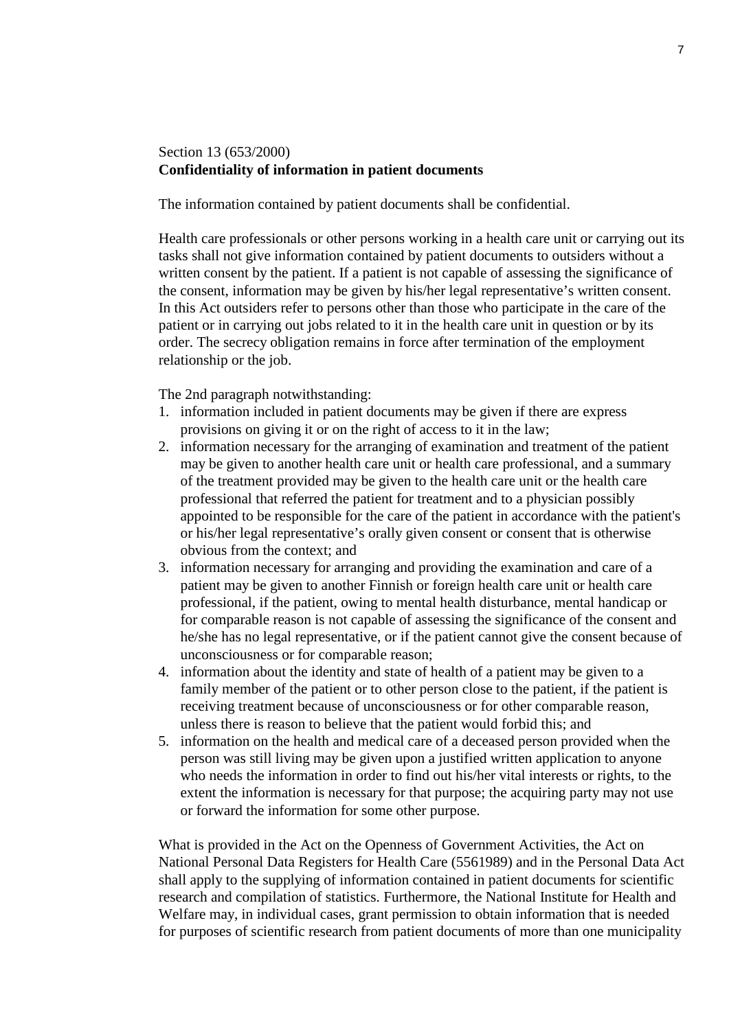Section 13 (653/2000)
**Confidentiality of information in patient documents**

The information contained by patient documents shall be confidential.

Health care professionals or other persons working in a health care unit or carrying out its tasks shall not give information contained by patient documents to outsiders without a written consent by the patient. If a patient is not capable of assessing the significance of the consent, information may be given by his/her legal representative's written consent. In this Act outsiders refer to persons other than those who participate in the care of the patient or in carrying out jobs related to it in the health care unit in question or by its order. The secrecy obligation remains in force after termination of the employment relationship or the job.

The 2nd paragraph notwithstanding:

1. information included in patient documents may be given if there are express provisions on giving it or on the right of access to it in the law;
2. information necessary for the arranging of examination and treatment of the patient may be given to another health care unit or health care professional, and a summary of the treatment provided may be given to the health care unit or the health care professional that referred the patient for treatment and to a physician possibly appointed to be responsible for the care of the patient in accordance with the patient's or his/her legal representative's orally given consent or consent that is otherwise obvious from the context; and
3. information necessary for arranging and providing the examination and care of a patient may be given to another Finnish or foreign health care unit or health care professional, if the patient, owing to mental health disturbance, mental handicap or for comparable reason is not capable of assessing the significance of the consent and he/she has no legal representative, or if the patient cannot give the consent because of unconsciousness or for comparable reason;
4. information about the identity and state of health of a patient may be given to a family member of the patient or to other person close to the patient, if the patient is receiving treatment because of unconsciousness or for other comparable reason, unless there is reason to believe that the patient would forbid this; and
5. information on the health and medical care of a deceased person provided when the person was still living may be given upon a justified written application to anyone who needs the information in order to find out his/her vital interests or rights, to the extent the information is necessary for that purpose; the acquiring party may not use or forward the information for some other purpose.

What is provided in the Act on the Openness of Government Activities, the Act on National Personal Data Registers for Health Care (5561989) and in the Personal Data Act shall apply to the supplying of information contained in patient documents for scientific research and compilation of statistics. Furthermore, the National Institute for Health and Welfare may, in individual cases, grant permission to obtain information that is needed for purposes of scientific research from patient documents of more than one municipality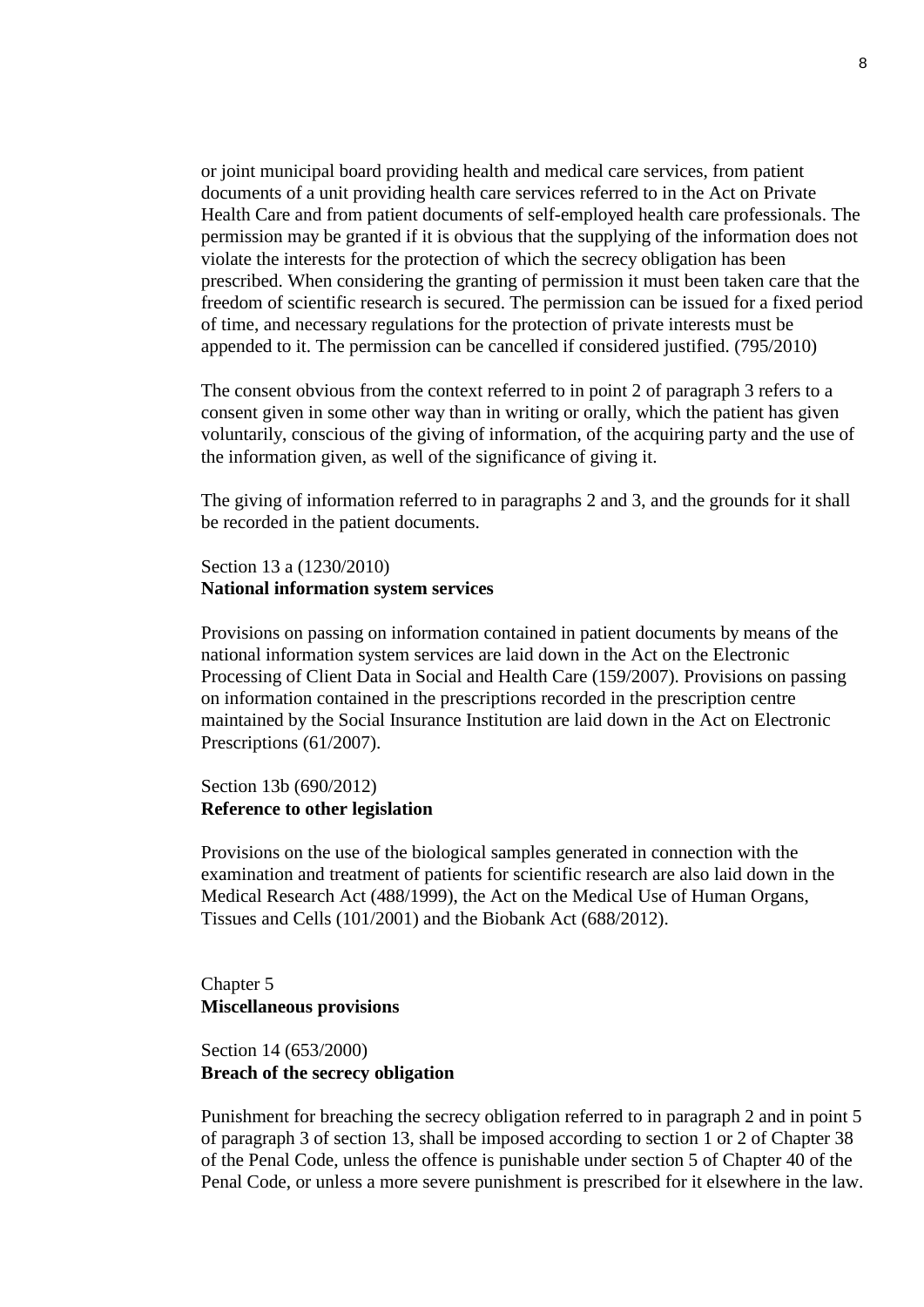or joint municipal board providing health and medical care services, from patient documents of a unit providing health care services referred to in the Act on Private Health Care and from patient documents of self-employed health care professionals. The permission may be granted if it is obvious that the supplying of the information does not violate the interests for the protection of which the secrecy obligation has been prescribed. When considering the granting of permission it must been taken care that the freedom of scientific research is secured. The permission can be issued for a fixed period of time, and necessary regulations for the protection of private interests must be appended to it. The permission can be cancelled if considered justified. (795/2010)

The consent obvious from the context referred to in point 2 of paragraph 3 refers to a consent given in some other way than in writing or orally, which the patient has given voluntarily, conscious of the giving of information, of the acquiring party and the use of the information given, as well of the significance of giving it.

The giving of information referred to in paragraphs 2 and 3, and the grounds for it shall be recorded in the patient documents.

Section 13 a (1230/2010)
**National information system services**

Provisions on passing on information contained in patient documents by means of the national information system services are laid down in the Act on the Electronic Processing of Client Data in Social and Health Care (159/2007). Provisions on passing on information contained in the prescriptions recorded in the prescription centre maintained by the Social Insurance Institution are laid down in the Act on Electronic Prescriptions (61/2007).

Section 13b (690/2012)
**Reference to other legislation**

Provisions on the use of the biological samples generated in connection with the examination and treatment of patients for scientific research are also laid down in the Medical Research Act (488/1999), the Act on the Medical Use of Human Organs, Tissues and Cells (101/2001) and the Biobank Act (688/2012).

Chapter 5
**Miscellaneous provisions**

Section 14 (653/2000)
**Breach of the secrecy obligation**

Punishment for breaching the secrecy obligation referred to in paragraph 2 and in point 5 of paragraph 3 of section 13, shall be imposed according to section 1 or 2 of Chapter 38 of the Penal Code, unless the offence is punishable under section 5 of Chapter 40 of the Penal Code, or unless a more severe punishment is prescribed for it elsewhere in the law.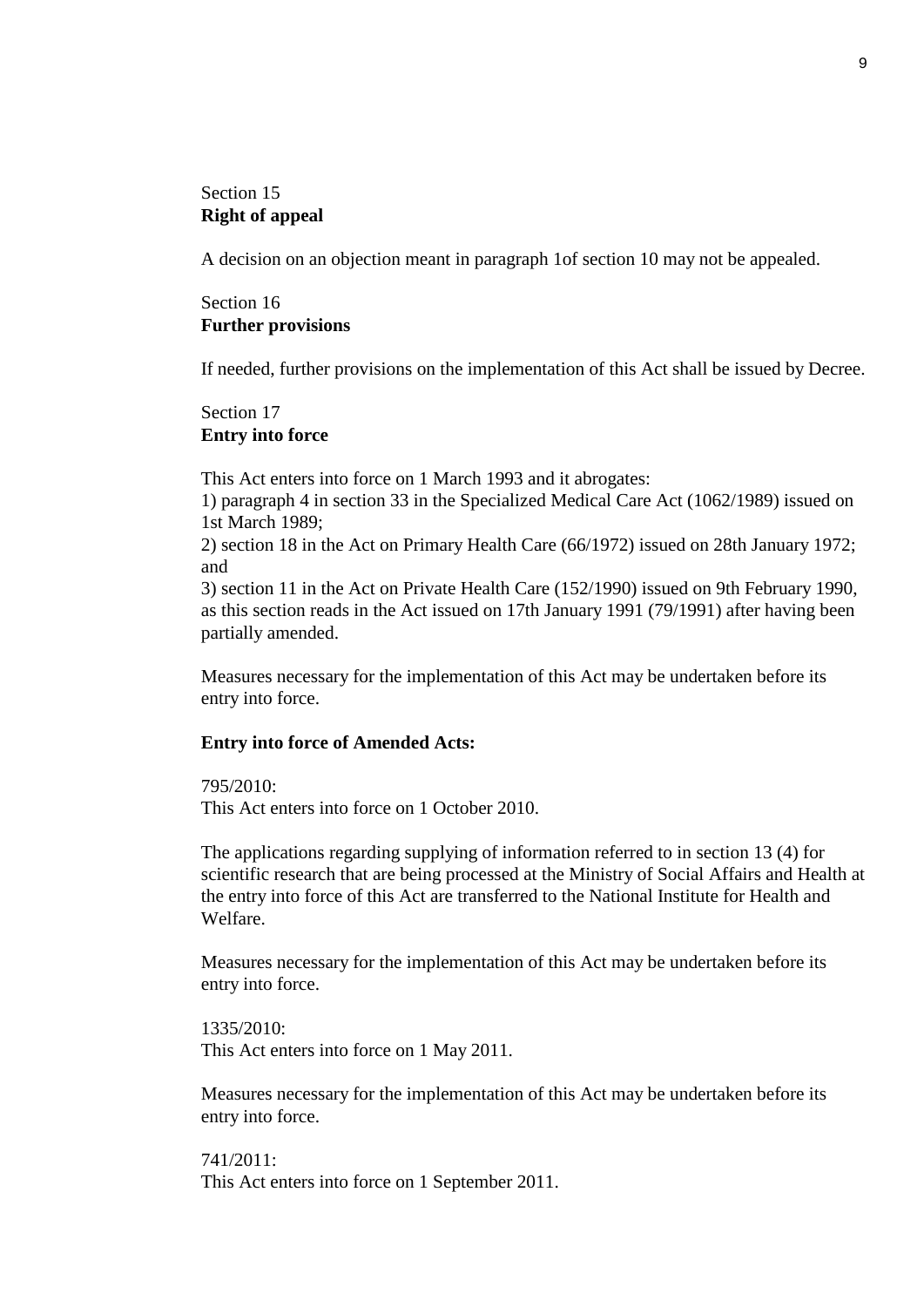Section 15
**Right of appeal**

A decision on an objection meant in paragraph 1of section 10 may not be appealed.

Section 16
**Further provisions**

If needed, further provisions on the implementation of this Act shall be issued by Decree.

Section 17
**Entry into force**

This Act enters into force on 1 March 1993 and it abrogates:
1) paragraph 4 in section 33 in the Specialized Medical Care Act (1062/1989) issued on 1st March 1989;
2) section 18 in the Act on Primary Health Care (66/1972) issued on 28th January 1972; and
3) section 11 in the Act on Private Health Care (152/1990) issued on 9th February 1990, as this section reads in the Act issued on 17th January 1991 (79/1991) after having been partially amended.

Measures necessary for the implementation of this Act may be undertaken before its entry into force.

**Entry into force of Amended Acts:**

795/2010:
This Act enters into force on 1 October 2010.

The applications regarding supplying of information referred to in section 13 (4) for scientific research that are being processed at the Ministry of Social Affairs and Health at the entry into force of this Act are transferred to the National Institute for Health and Welfare.

Measures necessary for the implementation of this Act may be undertaken before its entry into force.

1335/2010:
This Act enters into force on 1 May 2011.

Measures necessary for the implementation of this Act may be undertaken before its entry into force.

741/2011:
This Act enters into force on 1 September 2011.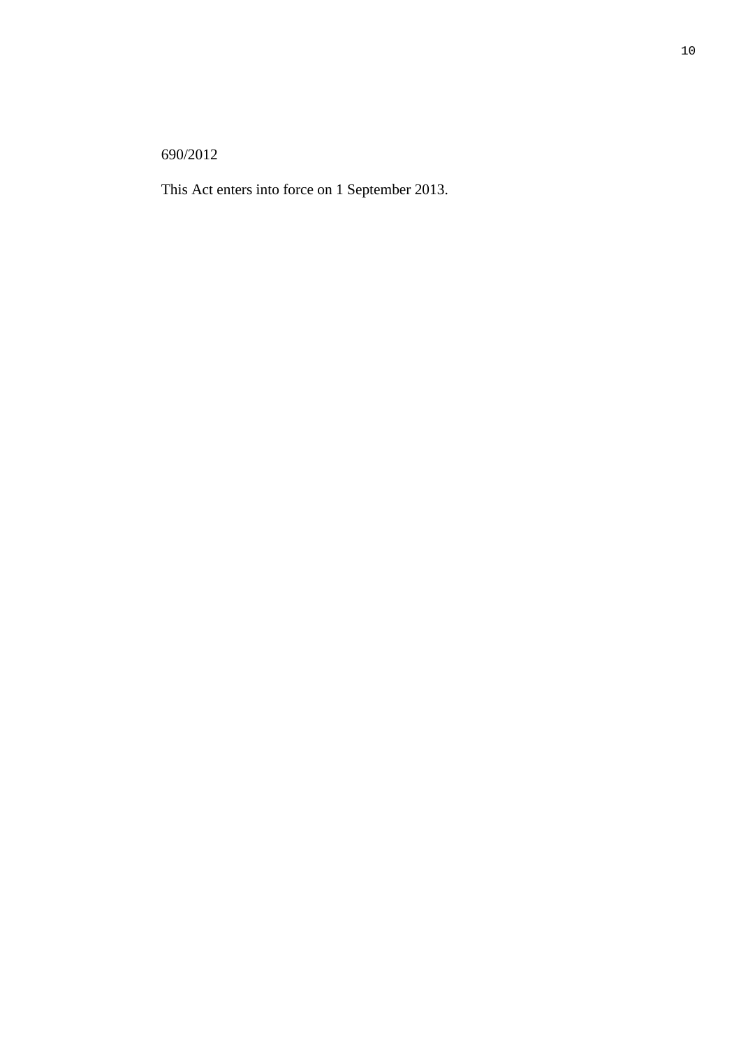690/2012

This Act enters into force on 1 September 2013.